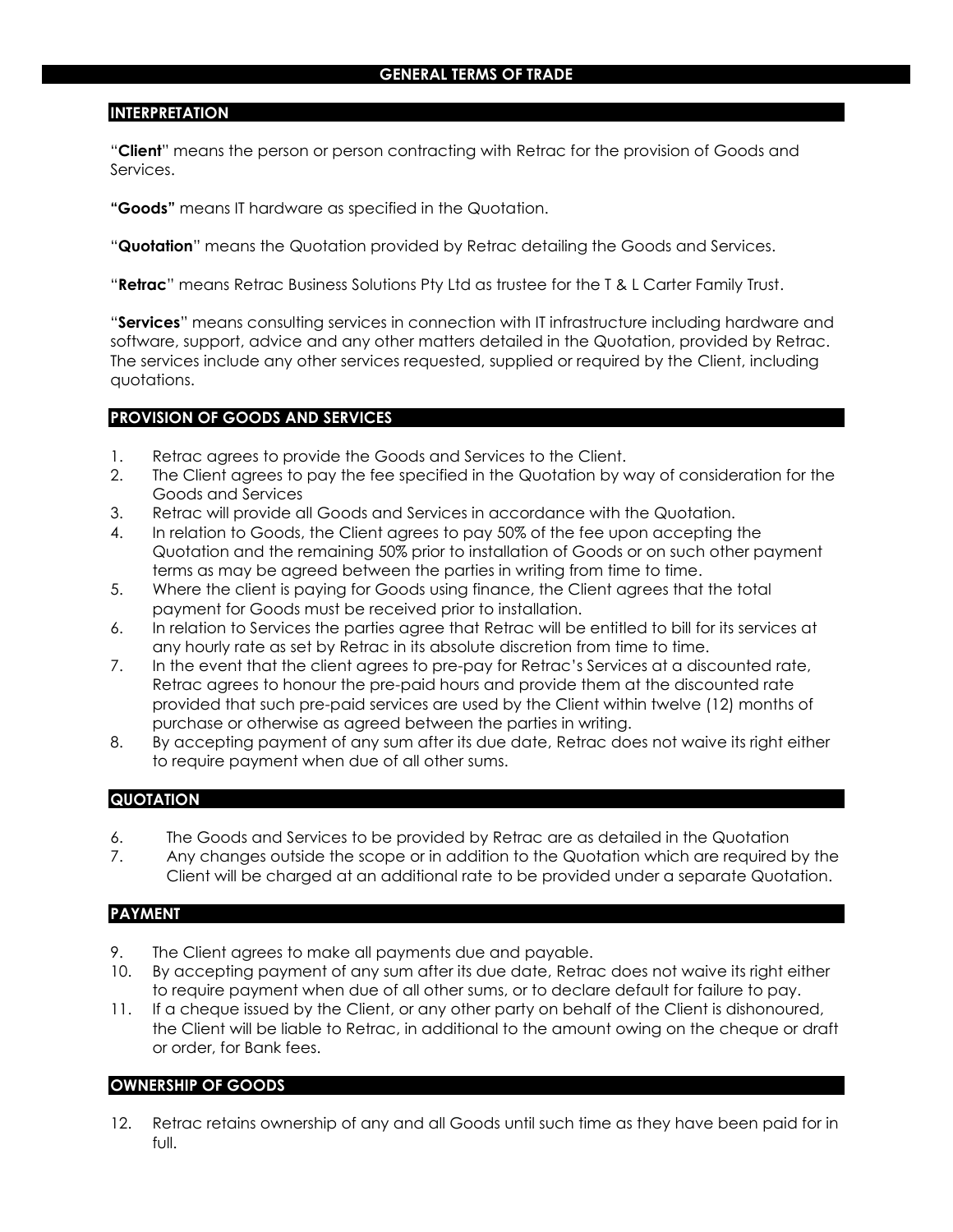# GENERAL TERMS OF TRADE

## INTERPRETATION

"**Client**" means the person or person contracting with Retrac for the provision of Goods and Services.

**"Goods"** means IT hardware as specified in the Quotation.

"**Quotation**" means the Quotation provided by Retrac detailing the Goods and Services.

"**Retrac**" means Retrac Business Solutions Pty Ltd as trustee for the T & L Carter Family Trust.

"**Services**" means consulting services in connection with IT infrastructure including hardware and software, support, advice and any other matters detailed in the Quotation, provided by Retrac. The services include any other services requested, supplied or required by the Client, including quotations.

## PROVISION OF GOODS AND SERVICES

1. Retrac agrees to provide the Goods and Services to the Client.
2. The Client agrees to pay the fee specified in the Quotation by way of consideration for the Goods and Services
3. Retrac will provide all Goods and Services in accordance with the Quotation.
4. In relation to Goods, the Client agrees to pay 50% of the fee upon accepting the Quotation and the remaining 50% prior to installation of Goods or on such other payment terms as may be agreed between the parties in writing from time to time.
5. Where the client is paying for Goods using finance, the Client agrees that the total payment for Goods must be received prior to installation.
6. In relation to Services the parties agree that Retrac will be entitled to bill for its services at any hourly rate as set by Retrac in its absolute discretion from time to time.
7. In the event that the client agrees to pre-pay for Retrac's Services at a discounted rate, Retrac agrees to honour the pre-paid hours and provide them at the discounted rate provided that such pre-paid services are used by the Client within twelve (12) months of purchase or otherwise as agreed between the parties in writing.
8. By accepting payment of any sum after its due date, Retrac does not waive its right either to require payment when due of all other sums.

## QUOTATION

6. The Goods and Services to be provided by Retrac are as detailed in the Quotation
7. Any changes outside the scope or in addition to the Quotation which are required by the Client will be charged at an additional rate to be provided under a separate Quotation.

## PAYMENT

9. The Client agrees to make all payments due and payable.
10. By accepting payment of any sum after its due date, Retrac does not waive its right either to require payment when due of all other sums, or to declare default for failure to pay.
11. If a cheque issued by the Client, or any other party on behalf of the Client is dishonoured, the Client will be liable to Retrac, in additional to the amount owing on the cheque or draft or order, for Bank fees.

## OWNERSHIP OF GOODS

12. Retrac retains ownership of any and all Goods until such time as they have been paid for in full.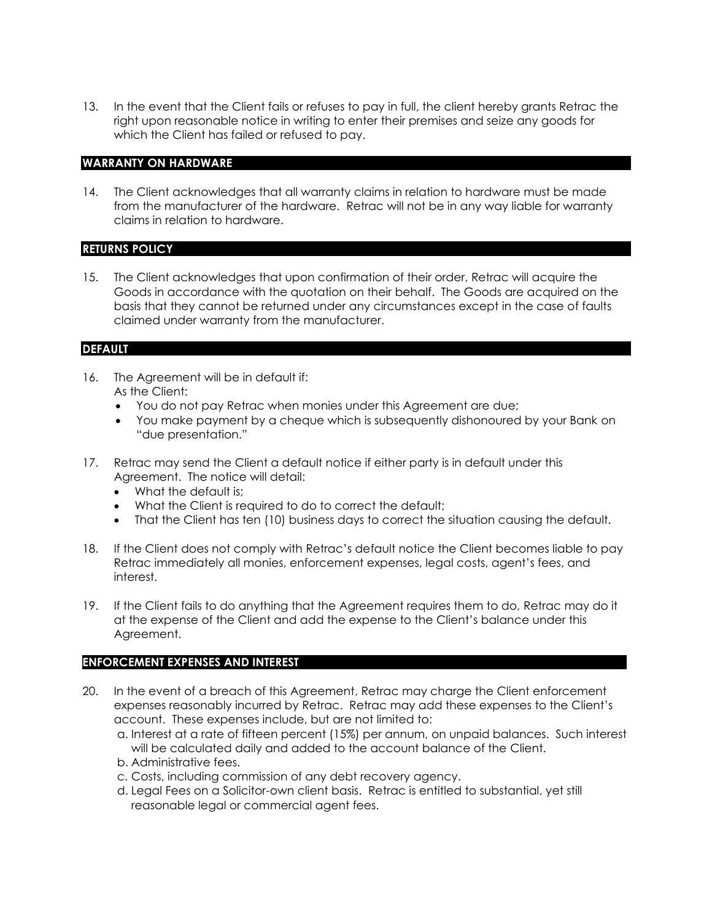13. In the event that the Client fails or refuses to pay in full, the client hereby grants Retrac the right upon reasonable notice in writing to enter their premises and seize any goods for which the Client has failed or refused to pay.

## WARRANTY ON HARDWARE

14. The Client acknowledges that all warranty claims in relation to hardware must be made from the manufacturer of the hardware. Retrac will not be in any way liable for warranty claims in relation to hardware.

## RETURNS POLICY

15. The Client acknowledges that upon confirmation of their order, Retrac will acquire the Goods in accordance with the quotation on their behalf. The Goods are acquired on the basis that they cannot be returned under any circumstances except in the case of faults claimed under warranty from the manufacturer.

## DEFAULT

16. The Agreement will be in default if:
    As the Client:
    - You do not pay Retrac when monies under this Agreement are due;
    - You make payment by a cheque which is subsequently dishonoured by your Bank on "due presentation."

17. Retrac may send the Client a default notice if either party is in default under this Agreement. The notice will detail:
    - What the default is;
    - What the Client is required to do to correct the default;
    - That the Client has ten (10) business days to correct the situation causing the default.

18. If the Client does not comply with Retrac's default notice the Client becomes liable to pay Retrac immediately all monies, enforcement expenses, legal costs, agent's fees, and interest.

19. If the Client fails to do anything that the Agreement requires them to do, Retrac may do it at the expense of the Client and add the expense to the Client's balance under this Agreement.

## ENFORCEMENT EXPENSES AND INTEREST

20. In the event of a breach of this Agreement, Retrac may charge the Client enforcement expenses reasonably incurred by Retrac. Retrac may add these expenses to the Client's account. These expenses include, but are not limited to:
    a. Interest at a rate of fifteen percent (15%) per annum, on unpaid balances. Such interest will be calculated daily and added to the account balance of the Client.
    b. Administrative fees.
    c. Costs, including commission of any debt recovery agency.
    d. Legal Fees on a Solicitor-own client basis. Retrac is entitled to substantial, yet still reasonable legal or commercial agent fees.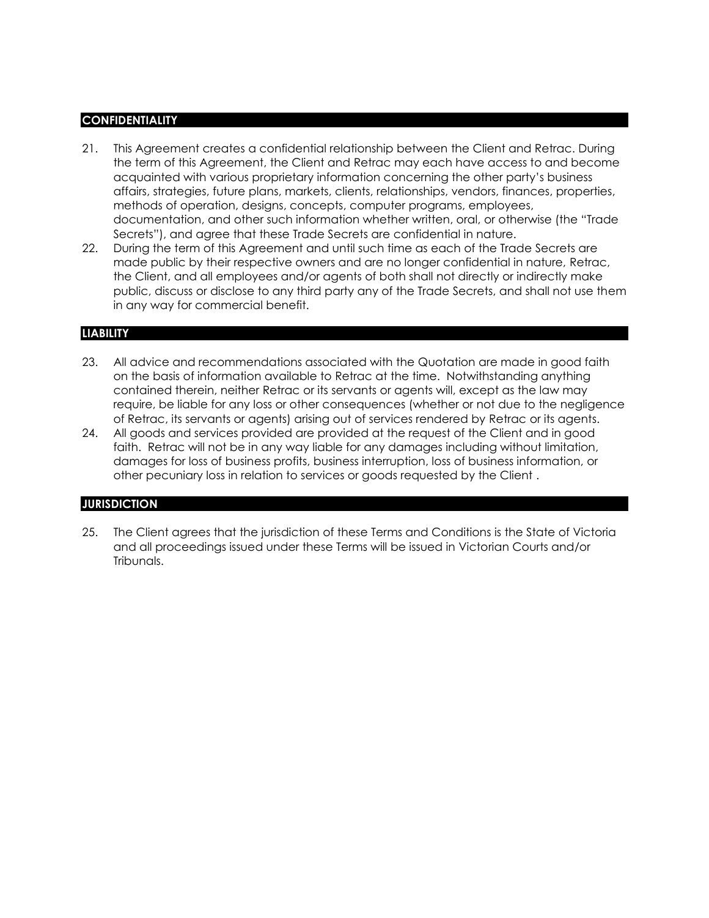## CONFIDENTIALITY

21. This Agreement creates a confidential relationship between the Client and Retrac. During the term of this Agreement, the Client and Retrac may each have access to and become acquainted with various proprietary information concerning the other party's business affairs, strategies, future plans, markets, clients, relationships, vendors, finances, properties, methods of operation, designs, concepts, computer programs, employees, documentation, and other such information whether written, oral, or otherwise (the "Trade Secrets"), and agree that these Trade Secrets are confidential in nature.
22. During the term of this Agreement and until such time as each of the Trade Secrets are made public by their respective owners and are no longer confidential in nature, Retrac, the Client, and all employees and/or agents of both shall not directly or indirectly make public, discuss or disclose to any third party any of the Trade Secrets, and shall not use them in any way for commercial benefit.

## LIABILITY

23. All advice and recommendations associated with the Quotation are made in good faith on the basis of information available to Retrac at the time. Notwithstanding anything contained therein, neither Retrac or its servants or agents will, except as the law may require, be liable for any loss or other consequences (whether or not due to the negligence of Retrac, its servants or agents) arising out of services rendered by Retrac or its agents.
24. All goods and services provided are provided at the request of the Client and in good faith. Retrac will not be in any way liable for any damages including without limitation, damages for loss of business profits, business interruption, loss of business information, or other pecuniary loss in relation to services or goods requested by the Client .

## JURISDICTION

25. The Client agrees that the jurisdiction of these Terms and Conditions is the State of Victoria and all proceedings issued under these Terms will be issued in Victorian Courts and/or Tribunals.